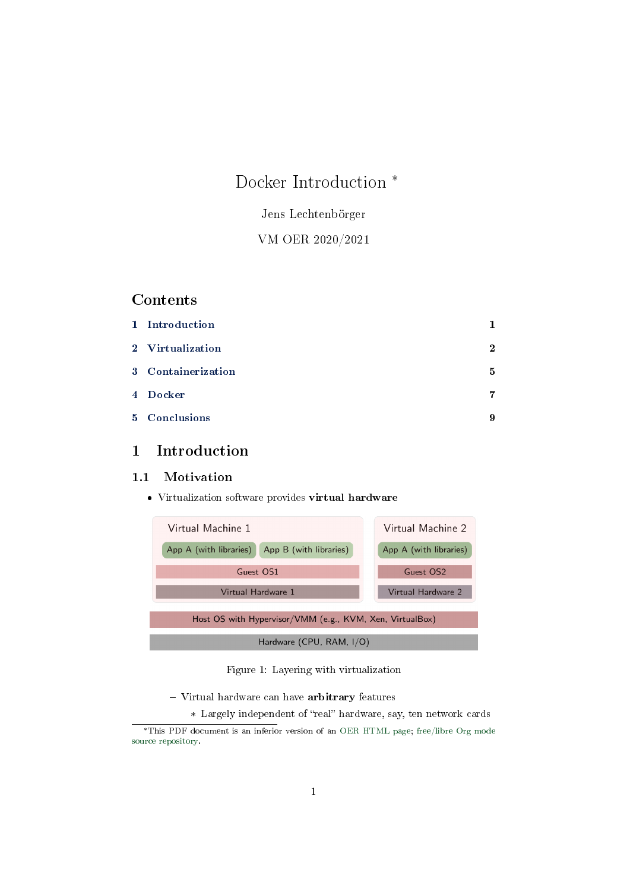# Docker Introduction *

Jens Lechtenbörger

VM OER 2020/2021

## Contents

1 Introduction 1

2 Virtualization 2

3 Containerization 5

4 Docker 7

5 Conclusions 9

## 1 Introduction

### 1.1 Motivation

- Virtualization software provides **virtual hardware**

Virtual Machine 1: App A (with libraries), App B (with libraries), Guest OS1, Virtual Hardware 1

Virtual Machine 2: App A (with libraries), Guest OS2, Virtual Hardware 2

Host OS with Hypervisor/VMM (e.g., KVM, Xen, VirtualBox)

Hardware (CPU, RAM, I/O)

Figure 1: Layering with virtualization

  - Virtual hardware can have **arbitrary** features
    - Largely independent of "real" hardware, say, ten network cards

*This PDF document is an inferior version of an OER HTML page; free/libre Org mode source repository.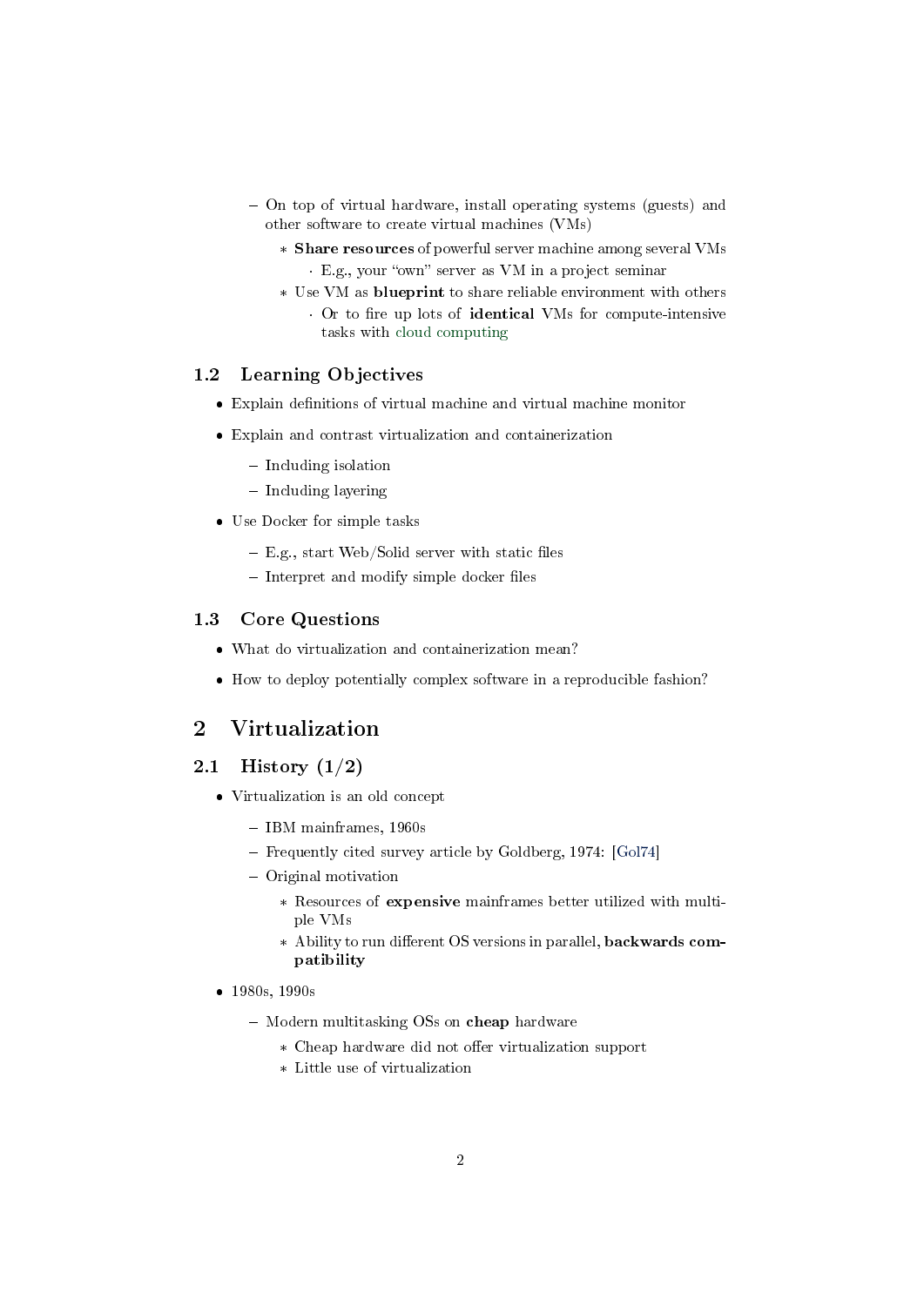- On top of virtual hardware, install operating systems (guests) and other software to create virtual machines (VMs)
  - **Share resources** of powerful server machine among several VMs
    - E.g., your "own" server as VM in a project seminar
  - Use VM as **blueprint** to share reliable environment with others
    - Or to fire up lots of **identical** VMs for compute-intensive tasks with cloud computing

## 1.2 Learning Objectives

- Explain definitions of virtual machine and virtual machine monitor
- Explain and contrast virtualization and containerization
  - Including isolation
  - Including layering
- Use Docker for simple tasks
  - E.g., start Web/Solid server with static files
  - Interpret and modify simple docker files

## 1.3 Core Questions

- What do virtualization and containerization mean?
- How to deploy potentially complex software in a reproducible fashion?

# 2 Virtualization

## 2.1 History (1/2)

- Virtualization is an old concept
  - IBM mainframes, 1960s
  - Frequently cited survey article by Goldberg, 1974: [Gol74]
  - Original motivation
    - Resources of **expensive** mainframes better utilized with multiple VMs
    - Ability to run different OS versions in parallel, **backwards compatibility**
- 1980s, 1990s
  - Modern multitasking OSs on **cheap** hardware
    - Cheap hardware did not offer virtualization support
    - Little use of virtualization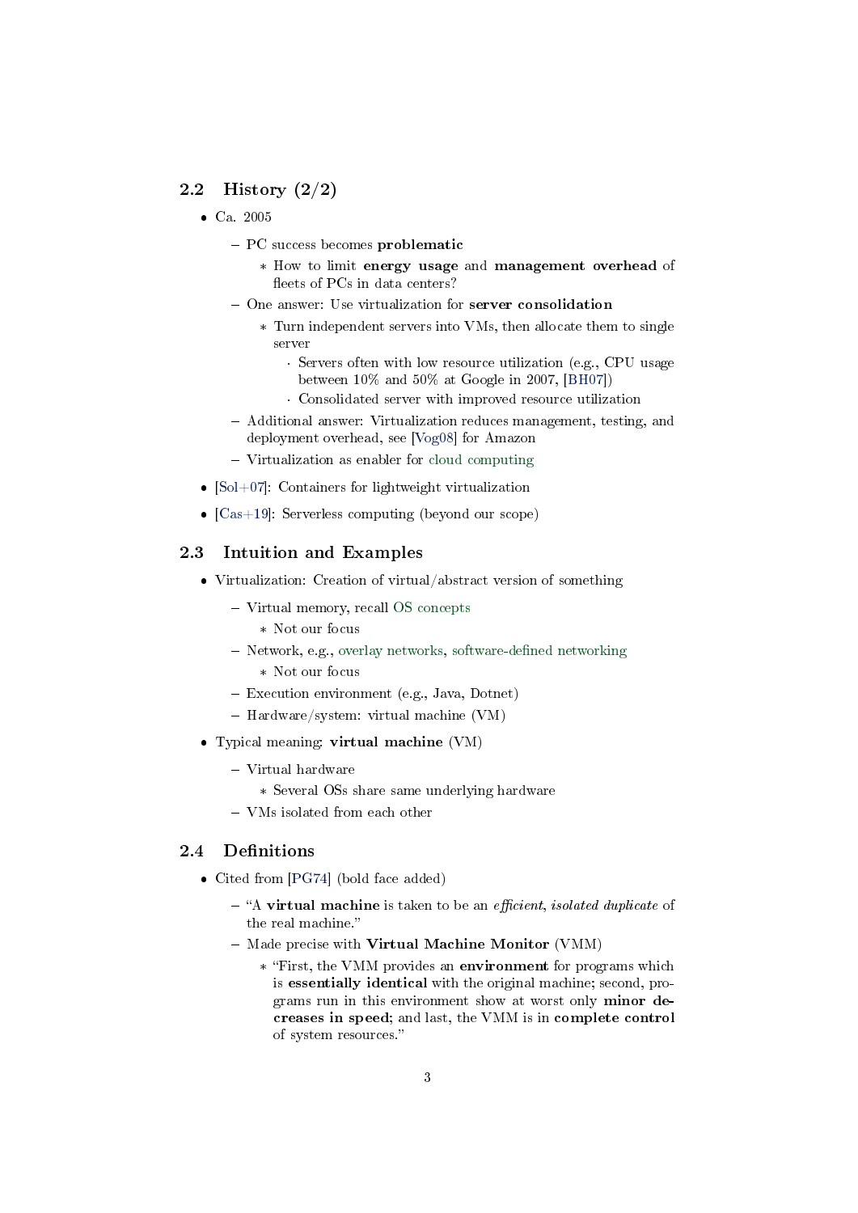## 2.2 History (2/2)

- Ca. 2005
  - PC success becomes **problematic**
    - How to limit **energy usage** and **management overhead** of fleets of PCs in data centers?
  - One answer: Use virtualization for **server consolidation**
    - Turn independent servers into VMs, then allocate them to single server
      - Servers often with low resource utilization (e.g., CPU usage between 10% and 50% at Google in 2007, [BH07])
      - Consolidated server with improved resource utilization
  - Additional answer: Virtualization reduces management, testing, and deployment overhead, see [Vog08] for Amazon
  - Virtualization as enabler for cloud computing
- [Sol+07]: Containers for lightweight virtualization
- [Cas+19]: Serverless computing (beyond our scope)

## 2.3 Intuition and Examples

- Virtualization: Creation of virtual/abstract version of something
  - Virtual memory, recall OS concepts
    - Not our focus
  - Network, e.g., overlay networks, software-defined networking
    - Not our focus
  - Execution environment (e.g., Java, Dotnet)
  - Hardware/system: virtual machine (VM)
- Typical meaning: **virtual machine** (VM)
  - Virtual hardware
    - Several OSs share same underlying hardware
  - VMs isolated from each other

## 2.4 Definitions

- Cited from [PG74] (bold face added)
  - "A **virtual machine** is taken to be an *efficient, isolated duplicate* of the real machine."
  - Made precise with **Virtual Machine Monitor** (VMM)
    - "First, the VMM provides an **environment** for programs which is **essentially identical** with the original machine; second, programs run in this environment show at worst only **minor decreases in speed**; and last, the VMM is in **complete control** of system resources."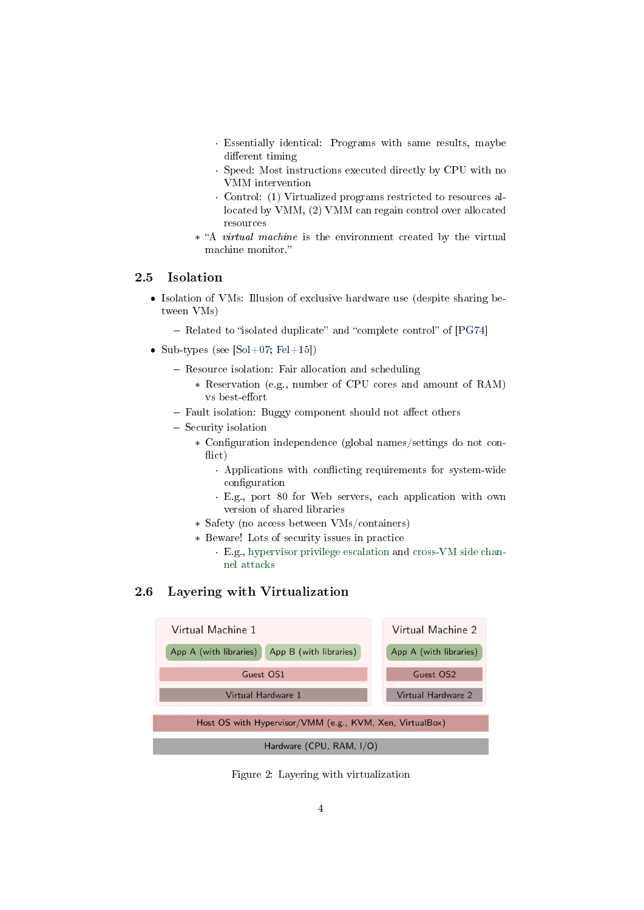- Essentially identical: Programs with same results, maybe different timing
        - Speed: Most instructions executed directly by CPU with no VMM intervention
        - Control: (1) Virtualized programs restricted to resources allocated by VMM, (2) VMM can regain control over allocated resources
    - "A *virtual machine* is the environment created by the virtual machine monitor."

## 2.5 Isolation

- Isolation of VMs: Illusion of exclusive hardware use (despite sharing between VMs)
  - Related to "isolated duplicate" and "complete control" of [PG74]
- Sub-types (see [Sol+07; Fel+15])
  - Resource isolation: Fair allocation and scheduling
    - Reservation (e.g., number of CPU cores and amount of RAM) vs best-effort
  - Fault isolation: Buggy component should not affect others
  - Security isolation
    - Configuration independence (global names/settings do not conflict)
      - Applications with conflicting requirements for system-wide configuration
      - E.g., port 80 for Web servers, each application with own version of shared libraries
    - Safety (no access between VMs/containers)
    - Beware! Lots of security issues in practice
      - E.g., hypervisor privilege escalation and cross-VM side channel attacks

## 2.6 Layering with Virtualization

| Virtual Machine 1 | | Virtual Machine 2 |
|---|---|---|
| App A (with libraries) | App B (with libraries) | App A (with libraries) |
| Guest OS1 | | Guest OS2 |
| Virtual Hardware 1 | | Virtual Hardware 2 |
| Host OS with Hypervisor/VMM (e.g., KVM, Xen, VirtualBox) | | |
| Hardware (CPU, RAM, I/O) | | |

Figure 2: Layering with virtualization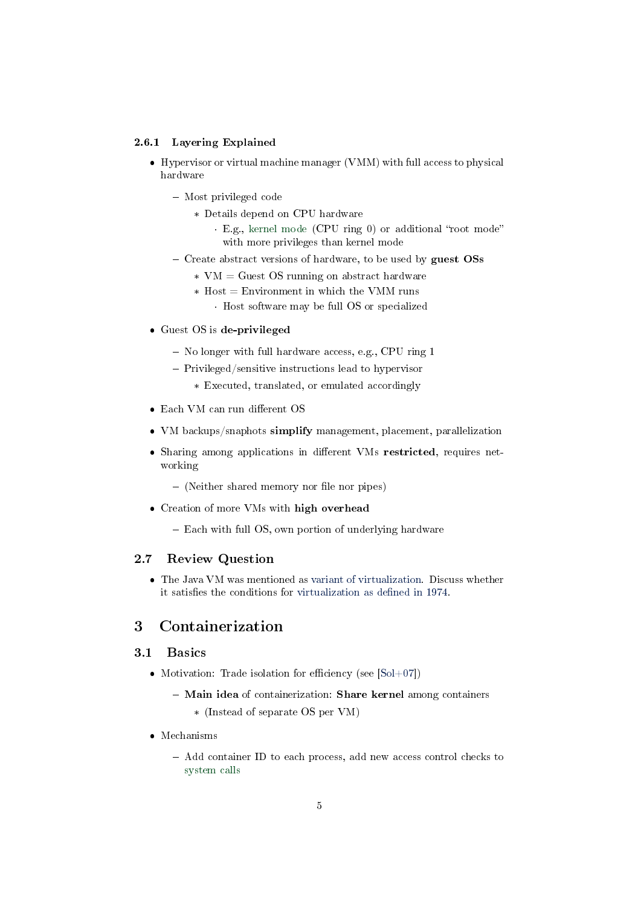#### 2.6.1 Layering Explained

- Hypervisor or virtual machine manager (VMM) with full access to physical hardware
  - Most privileged code
    - Details depend on CPU hardware
      - E.g., kernel mode (CPU ring 0) or additional "root mode" with more privileges than kernel mode
  - Create abstract versions of hardware, to be used by **guest OSs**
    - VM = Guest OS running on abstract hardware
    - Host = Environment in which the VMM runs
      - Host software may be full OS or specialized
- Guest OS is **de-privileged**
  - No longer with full hardware access, e.g., CPU ring 1
  - Privileged/sensitive instructions lead to hypervisor
    - Executed, translated, or emulated accordingly
- Each VM can run different OS
- VM backups/snaphots **simplify** management, placement, parallelization
- Sharing among applications in different VMs **restricted**, requires networking
  - (Neither shared memory nor file nor pipes)
- Creation of more VMs with **high overhead**
  - Each with full OS, own portion of underlying hardware

### 2.7 Review Question

- The Java VM was mentioned as variant of virtualization. Discuss whether it satisfies the conditions for virtualization as defined in 1974.

# 3 Containerization

## 3.1 Basics

- Motivation: Trade isolation for efficiency (see [Sol+07])
  - **Main idea** of containerization: **Share kernel** among containers
    - (Instead of separate OS per VM)
- Mechanisms
  - Add container ID to each process, add new access control checks to system calls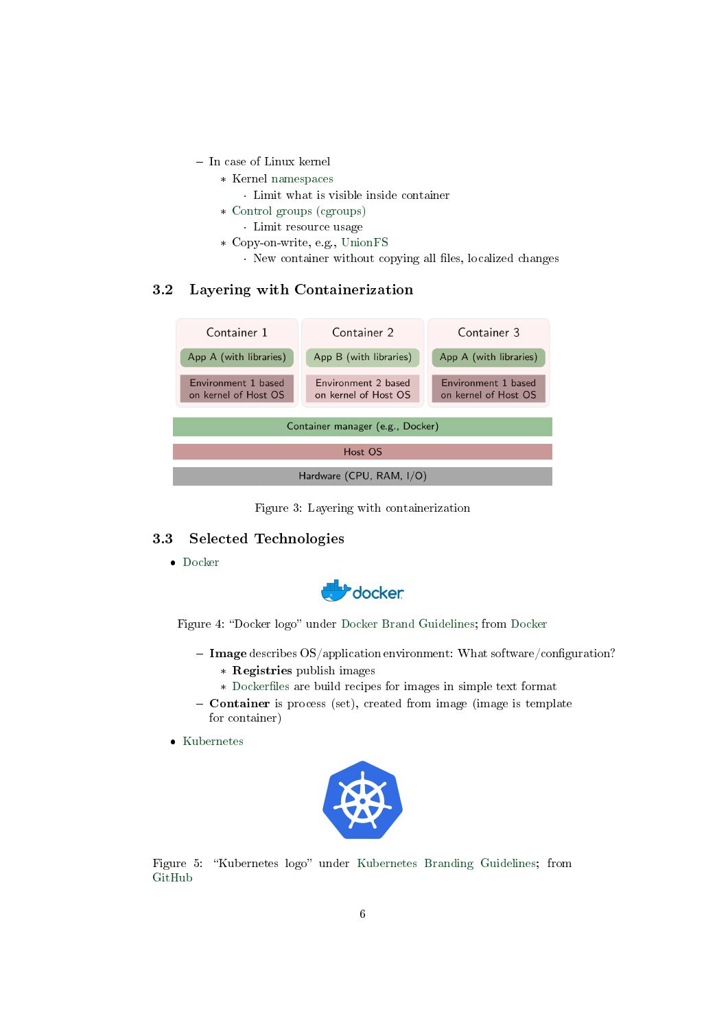- In case of Linux kernel
  - Kernel namespaces
    - Limit what is visible inside container
  - Control groups (cgroups)
    - Limit resource usage
  - Copy-on-write, e.g., UnionFS
    - New container without copying all files, localized changes

## 3.2 Layering with Containerization

| Container 1 | Container 2 | Container 3 |
|---|---|---|
| App A (with libraries) | App B (with libraries) | App A (with libraries) |
| Environment 1 based on kernel of Host OS | Environment 2 based on kernel of Host OS | Environment 1 based on kernel of Host OS |

Container manager (e.g., Docker)

Host OS

Hardware (CPU, RAM, I/O)

Figure 3: Layering with containerization

## 3.3 Selected Technologies

- Docker

Figure 4: "Docker logo" under Docker Brand Guidelines; from Docker

  - **Image** describes OS/application environment: What software/configuration?
    - **Registries** publish images
    - Dockerfiles are build recipes for images in simple text format
  - **Container** is process (set), created from image (image is template for container)

- Kubernetes

Figure 5: "Kubernetes logo" under Kubernetes Branding Guidelines; from GitHub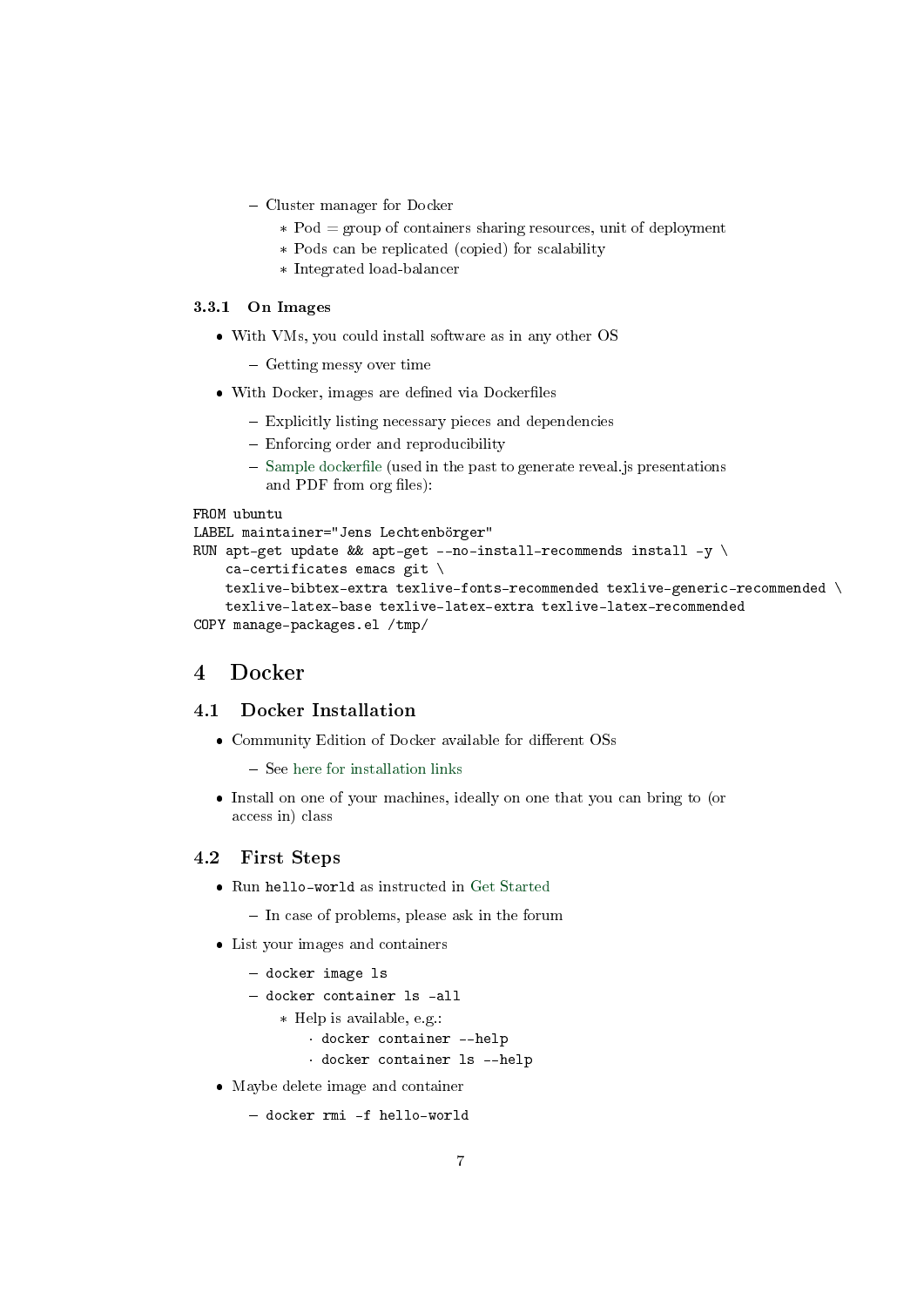- Cluster manager for Docker
  - Pod = group of containers sharing resources, unit of deployment
  - Pods can be replicated (copied) for scalability
  - Integrated load-balancer

#### 3.3.1 On Images

- With VMs, you could install software as in any other OS
  - Getting messy over time
- With Docker, images are defined via Dockerfiles
  - Explicitly listing necessary pieces and dependencies
  - Enforcing order and reproducibility
  - Sample dockerfile (used in the past to generate reveal.js presentations and PDF from org files):

```
FROM ubuntu
LABEL maintainer="Jens Lechtenbörger"
RUN apt-get update && apt-get --no-install-recommends install -y \
    ca-certificates emacs git \
    texlive-bibtex-extra texlive-fonts-recommended texlive-generic-recommended \
    texlive-latex-base texlive-latex-extra texlive-latex-recommended
COPY manage-packages.el /tmp/
```

# 4 Docker

## 4.1 Docker Installation

- Community Edition of Docker available for different OSs
  - See here for installation links
- Install on one of your machines, ideally on one that you can bring to (or access in) class

## 4.2 First Steps

- Run `hello-world` as instructed in Get Started
  - In case of problems, please ask in the forum
- List your images and containers
  - `docker image ls`
  - `docker container ls -all`
    - Help is available, e.g.:
      - `docker container --help`
      - `docker container ls --help`
- Maybe delete image and container
  - `docker rmi -f hello-world`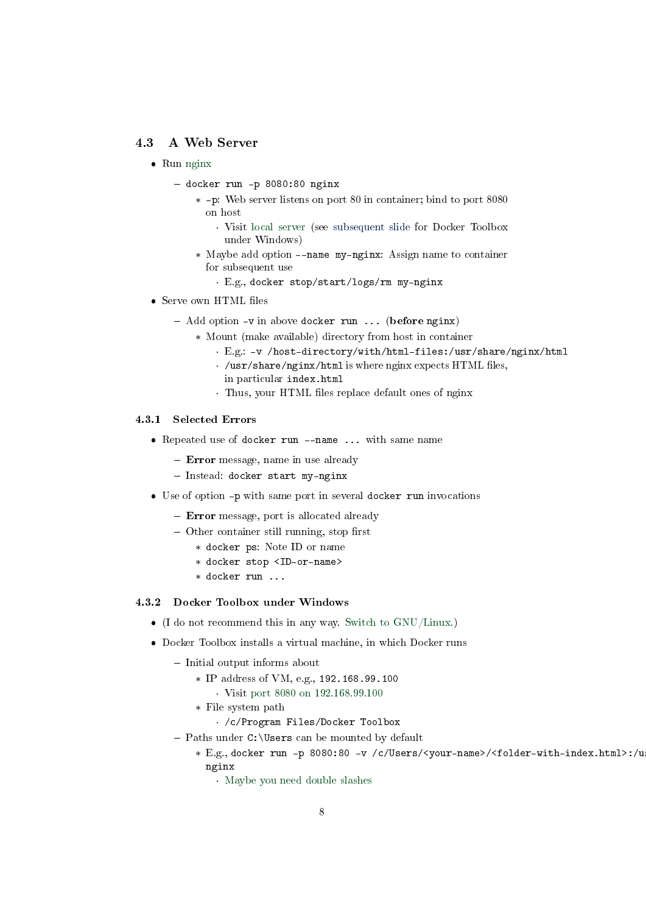## 4.3 A Web Server

- Run nginx
  - `docker run -p 8080:80 nginx`
    - `-p`: Web server listens on port 80 in container; bind to port 8080 on host
      - Visit local server (see subsequent slide for Docker Toolbox under Windows)
    - Maybe add option `--name my-nginx`: Assign name to container for subsequent use
      - E.g., `docker stop/start/logs/rm my-nginx`
- Serve own HTML files
  - Add option `-v` in above `docker run ...` (**before** `nginx`)
    - Mount (make available) directory from host in container
      - E.g.: `-v /host-directory/with/html-files:/usr/share/nginx/html`
      - `/usr/share/nginx/html` is where nginx expects HTML files, in particular `index.html`
      - Thus, your HTML files replace default ones of nginx

### 4.3.1 Selected Errors

- Repeated use of `docker run --name ...` with same name
  - **Error** message, name in use already
  - Instead: `docker start my-nginx`
- Use of option `-p` with same port in several `docker run` invocations
  - **Error** message, port is allocated already
  - Other container still running, stop first
    - `docker ps`: Note ID or name
    - `docker stop <ID-or-name>`
    - `docker run ...`

### 4.3.2 Docker Toolbox under Windows

- (I do not recommend this in any way. Switch to GNU/Linux.)
- Docker Toolbox installs a virtual machine, in which Docker runs
  - Initial output informs about
    - IP address of VM, e.g., `192.168.99.100`
      - Visit port 8080 on 192.168.99.100
    - File system path
      - `/c/Program Files/Docker Toolbox`
  - Paths under `C:\Users` can be mounted by default
    - E.g., `docker run -p 8080:80 -v /c/Users/<your-name>/<folder-with-index.html>:/us nginx`
      - Maybe you need double slashes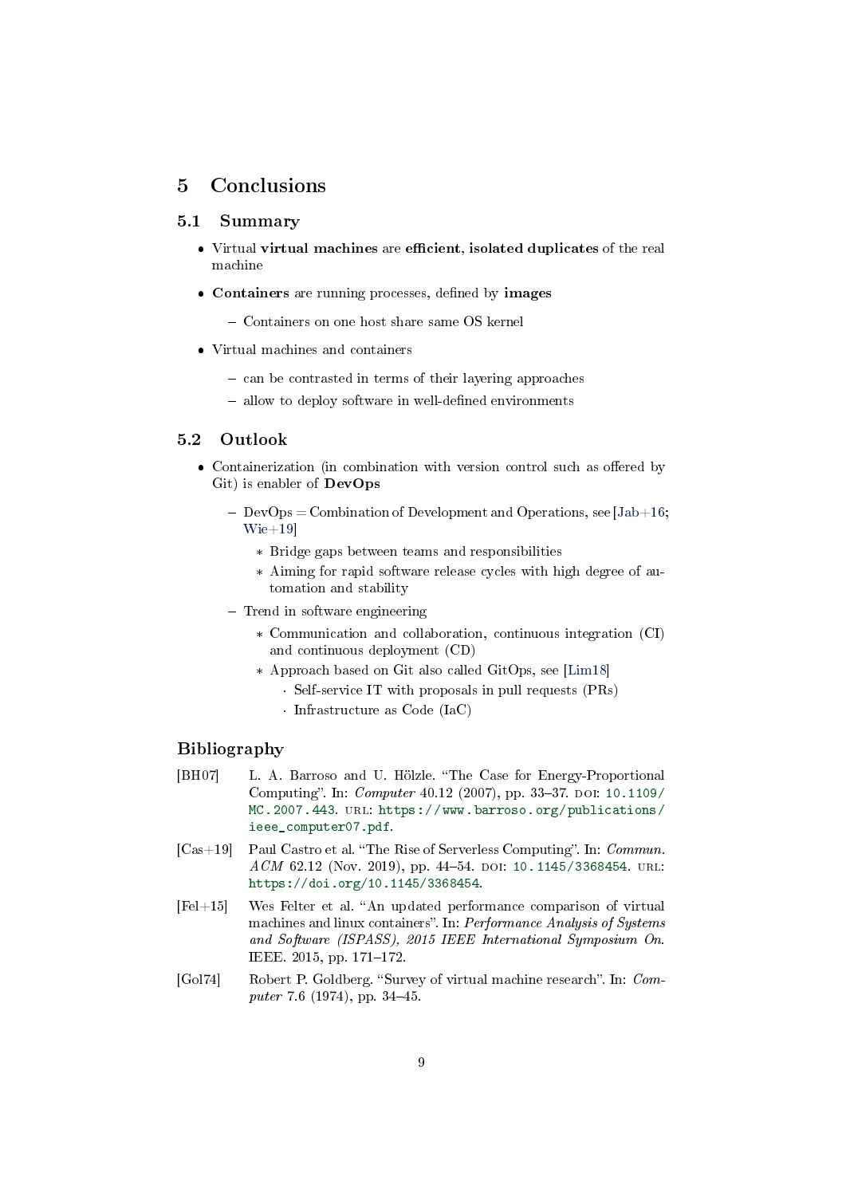# 5 Conclusions

## 5.1 Summary

- Virtual **virtual machines** are **efficient**, **isolated duplicates** of the real machine
- **Containers** are running processes, defined by **images**
  - Containers on one host share same OS kernel
- Virtual machines and containers
  - can be contrasted in terms of their layering approaches
  - allow to deploy software in well-defined environments

## 5.2 Outlook

- Containerization (in combination with version control such as offered by Git) is enabler of **DevOps**
  - DevOps = Combination of Development and Operations, see [Jab+16; Wie+19]
    - Bridge gaps between teams and responsibilities
    - Aiming for rapid software release cycles with high degree of automation and stability
  - Trend in software engineering
    - Communication and collaboration, continuous integration (CI) and continuous deployment (CD)
    - Approach based on Git also called GitOps, see [Lim18]
      - Self-service IT with proposals in pull requests (PRs)
      - Infrastructure as Code (IaC)

## Bibliography

[BH07] L. A. Barroso and U. Hölzle. "The Case for Energy-Proportional Computing". In: *Computer* 40.12 (2007), pp. 33–37. DOI: 10.1109/MC.2007.443. URL: https://www.barroso.org/publications/ieee_computer07.pdf.

[Cas+19] Paul Castro et al. "The Rise of Serverless Computing". In: *Commun. ACM* 62.12 (Nov. 2019), pp. 44–54. DOI: 10.1145/3368454. URL: https://doi.org/10.1145/3368454.

[Fel+15] Wes Felter et al. "An updated performance comparison of virtual machines and linux containers". In: *Performance Analysis of Systems and Software (ISPASS), 2015 IEEE International Symposium On*. IEEE. 2015, pp. 171–172.

[Gol74] Robert P. Goldberg. "Survey of virtual machine research". In: *Computer* 7.6 (1974), pp. 34–45.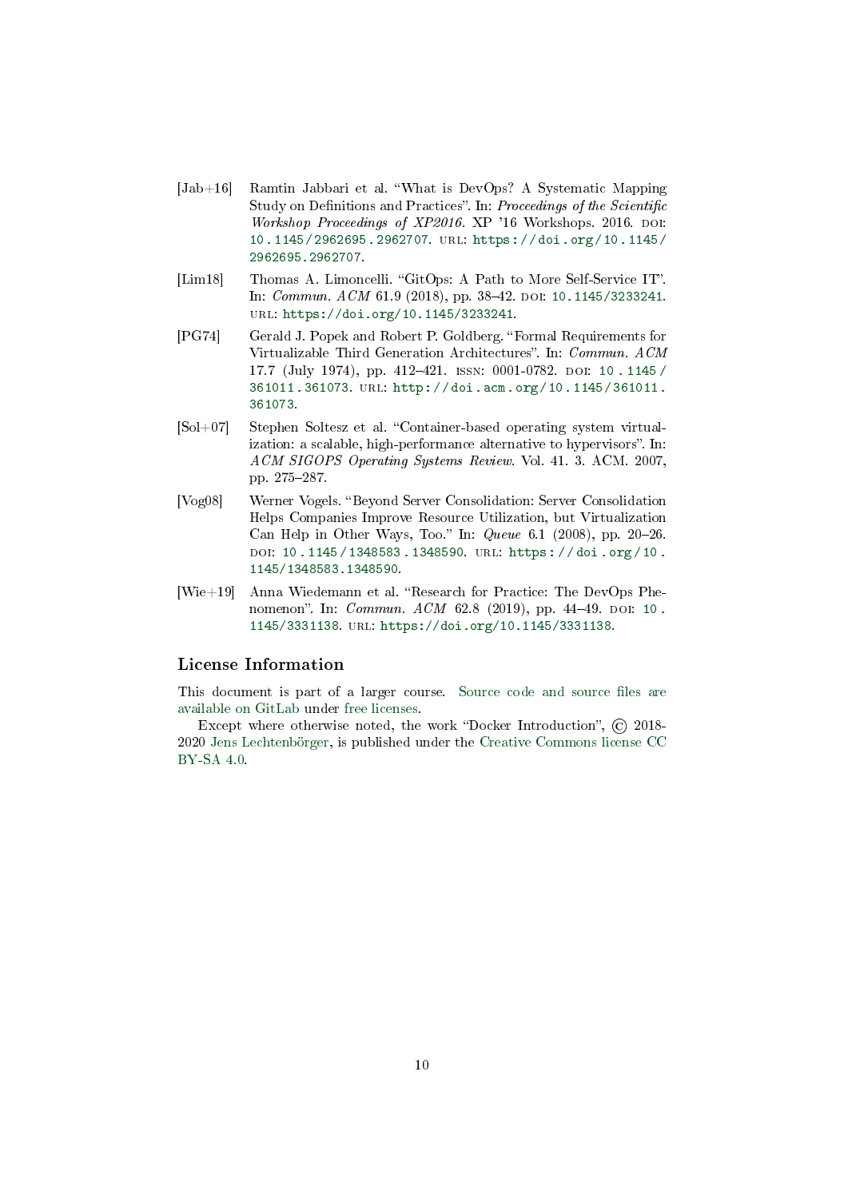[Jab+16] Ramtin Jabbari et al. "What is DevOps? A Systematic Mapping Study on Definitions and Practices". In: *Proceedings of the Scientific Workshop Proceedings of XP2016*. XP '16 Workshops. 2016. DOI: 10.1145/2962695.2962707. URL: https://doi.org/10.1145/2962695.2962707.

[Lim18] Thomas A. Limoncelli. "GitOps: A Path to More Self-Service IT". In: *Commun. ACM* 61.9 (2018), pp. 38–42. DOI: 10.1145/3233241. URL: https://doi.org/10.1145/3233241.

[PG74] Gerald J. Popek and Robert P. Goldberg. "Formal Requirements for Virtualizable Third Generation Architectures". In: *Commun. ACM* 17.7 (July 1974), pp. 412–421. ISSN: 0001-0782. DOI: 10.1145/361011.361073. URL: http://doi.acm.org/10.1145/361011.361073.

[Sol+07] Stephen Soltesz et al. "Container-based operating system virtualization: a scalable, high-performance alternative to hypervisors". In: *ACM SIGOPS Operating Systems Review*. Vol. 41. 3. ACM. 2007, pp. 275–287.

[Vog08] Werner Vogels. "Beyond Server Consolidation: Server Consolidation Helps Companies Improve Resource Utilization, but Virtualization Can Help in Other Ways, Too." In: *Queue* 6.1 (2008), pp. 20–26. DOI: 10.1145/1348583.1348590. URL: https://doi.org/10.1145/1348583.1348590.

[Wie+19] Anna Wiedemann et al. "Research for Practice: The DevOps Phenomenon". In: *Commun. ACM* 62.8 (2019), pp. 44–49. DOI: 10.1145/3331138. URL: https://doi.org/10.1145/3331138.

## License Information

This document is part of a larger course. Source code and source files are available on GitLab under free licenses.

Except where otherwise noted, the work "Docker Introduction", © 2018-2020 Jens Lechtenbörger, is published under the Creative Commons license CC BY-SA 4.0.